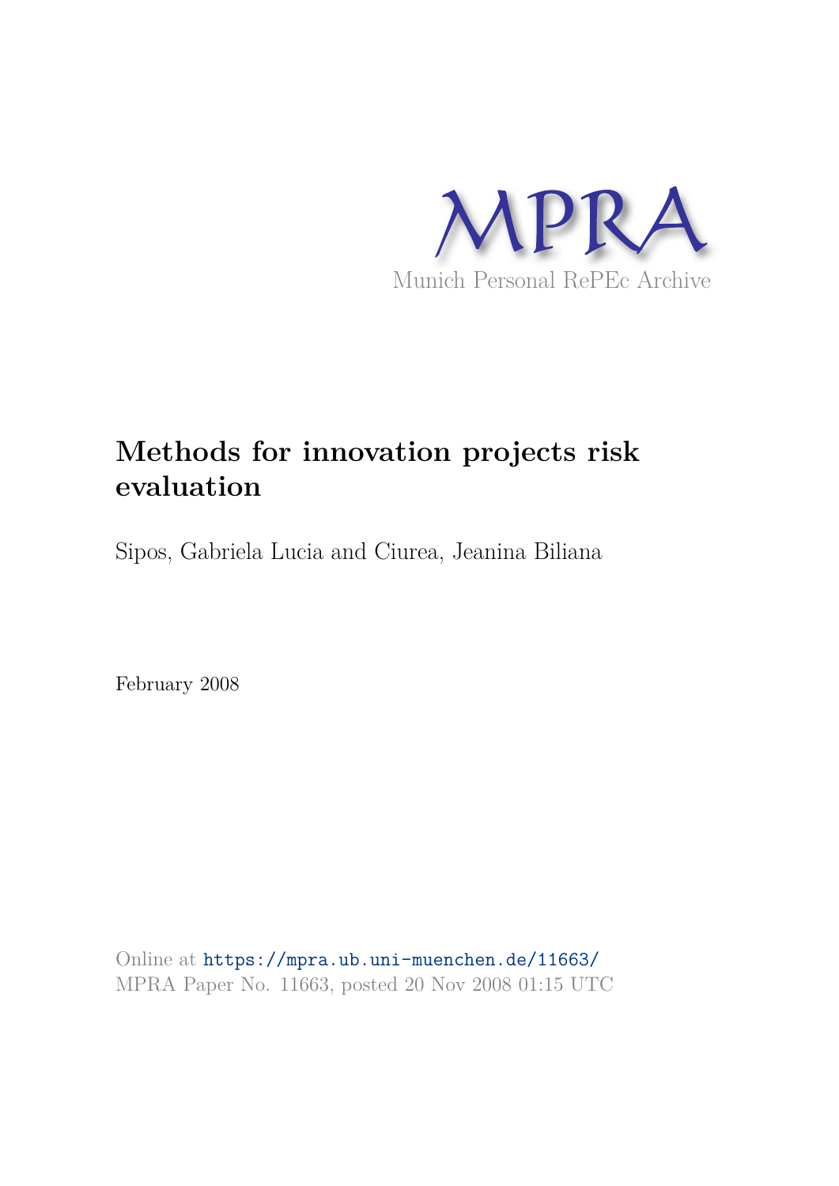MPRA

Munich Personal RePEc Archive

# Methods for innovation projects risk evaluation

Sipos, Gabriela Lucia and Ciurea, Jeanina Biliana

February 2008

Online at https://mpra.ub.uni-muenchen.de/11663/
MPRA Paper No. 11663, posted 20 Nov 2008 01:15 UTC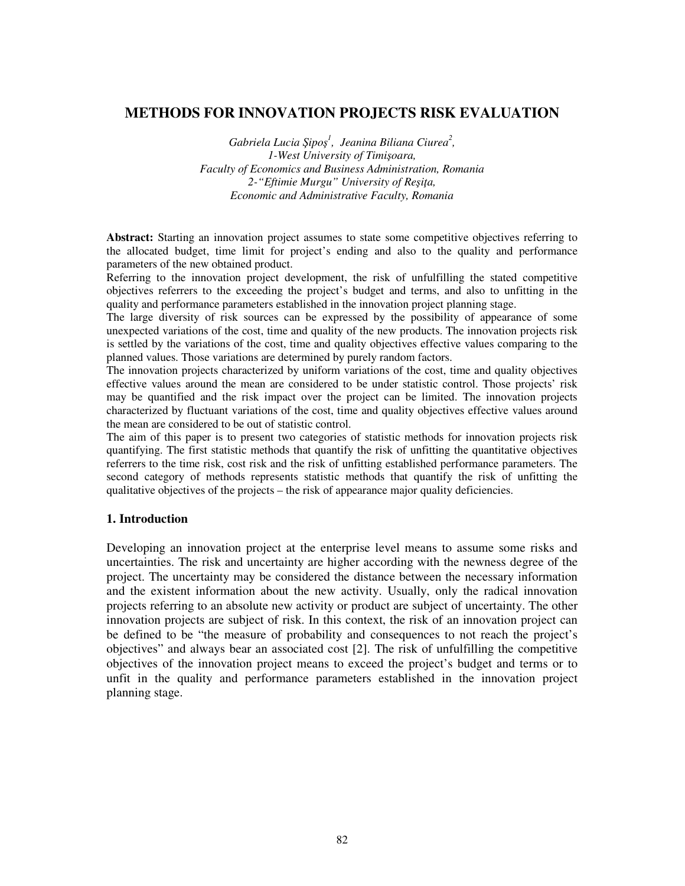# METHODS FOR INNOVATION PROJECTS RISK EVALUATION

*Gabriela Lucia Şipoş[1], Jeanina Biliana Ciurea[2],*
*1-West University of Timişoara,*
*Faculty of Economics and Business Administration, Romania*
*2-"Eftimie Murgu" University of Reşiţa,*
*Economic and Administrative Faculty, Romania*

**Abstract:** Starting an innovation project assumes to state some competitive objectives referring to the allocated budget, time limit for project's ending and also to the quality and performance parameters of the new obtained product.

Referring to the innovation project development, the risk of unfulfilling the stated competitive objectives referrers to the exceeding the project's budget and terms, and also to unfitting in the quality and performance parameters established in the innovation project planning stage.

The large diversity of risk sources can be expressed by the possibility of appearance of some unexpected variations of the cost, time and quality of the new products. The innovation projects risk is settled by the variations of the cost, time and quality objectives effective values comparing to the planned values. Those variations are determined by purely random factors.

The innovation projects characterized by uniform variations of the cost, time and quality objectives effective values arround the mean are considered to be under statistic control. Those projects' risk may be quantified and the risk impact over the project can be limited. The innovation projects characterized by fluctuant variations of the cost, time and quality objectives effective values around the mean are considered to be out of statistic control.

The aim of this paper is to present two categories of statistic methods for innovation projects risk quantifying. The first statistic methods that quantify the risk of unfitting the quantitative objectives referrers to the time risk, cost risk and the risk of unfitting established performance parameters. The second category of methods represents statistic methods that quantify the risk of unfitting the qualitative objectives of the projects – the risk of appearance major quality deficiencies.

## 1. Introduction

Developing an innovation project at the enterprise level means to assume some risks and uncertainties. The risk and uncertainty are higher according with the newness degree of the project. The uncertainty may be considered the distance between the necessary information and the existent information about the new activity. Usually, only the radical innovation projects referring to an absolute new activity or product are subject of uncertainty. The other innovation projects are subject of risk. In this context, the risk of an innovation project can be defined to be "the measure of probability and consequences to not reach the project's objectives" and always bear an associated cost [2]. The risk of unfulfilling the competitive objectives of the innovation project means to exceed the project's budget and terms or to unfit in the quality and performance parameters established in the innovation project planning stage.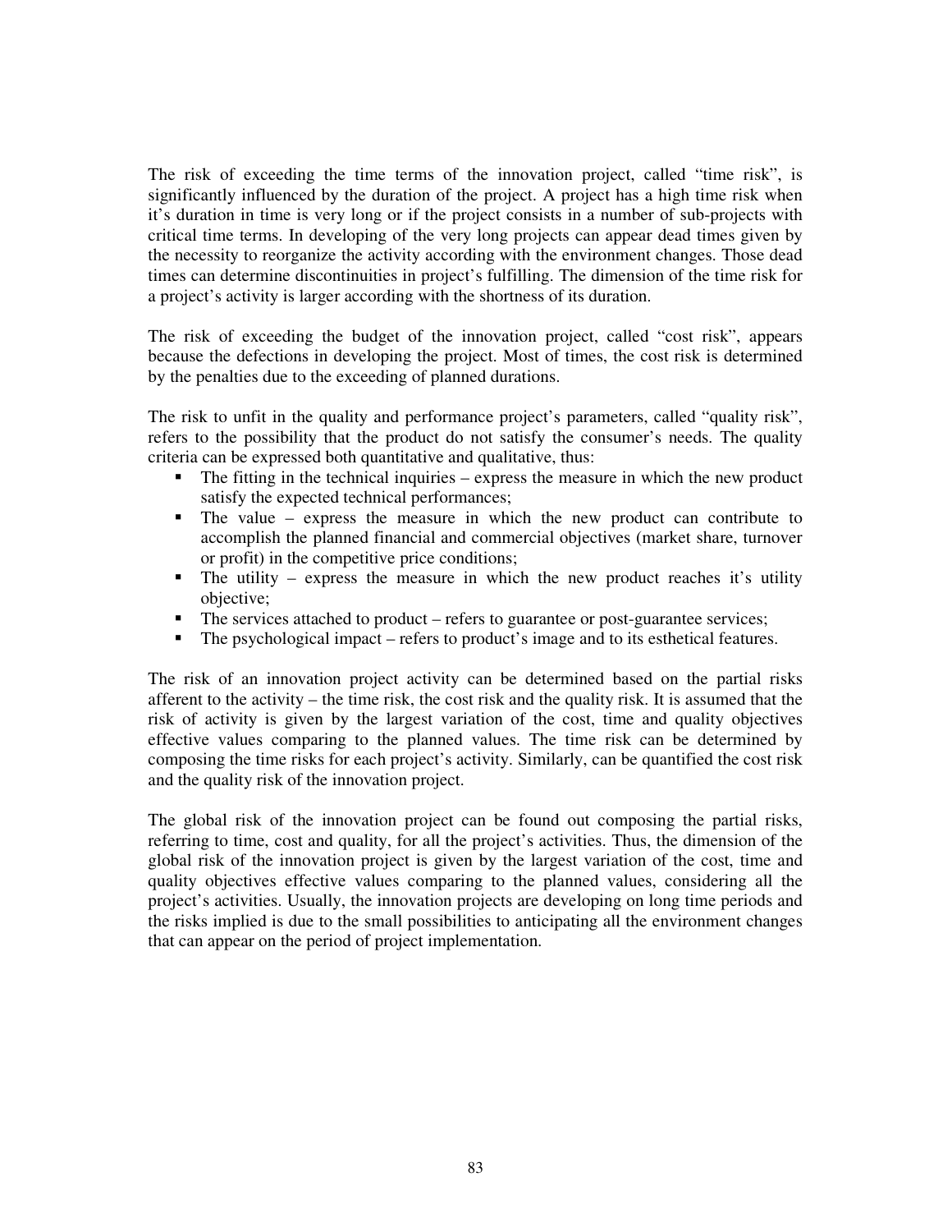The risk of exceeding the time terms of the innovation project, called "time risk", is significantly influenced by the duration of the project. A project has a high time risk when it's duration in time is very long or if the project consists in a number of sub-projects with critical time terms. In developing of the very long projects can appear dead times given by the necessity to reorganize the activity according with the environment changes. Those dead times can determine discontinuities in project's fulfilling. The dimension of the time risk for a project's activity is larger according with the shortness of its duration.

The risk of exceeding the budget of the innovation project, called "cost risk", appears because the defections in developing the project. Most of times, the cost risk is determined by the penalties due to the exceeding of planned durations.

The risk to unfit in the quality and performance project's parameters, called "quality risk", refers to the possibility that the product do not satisfy the consumer's needs. The quality criteria can be expressed both quantitative and qualitative, thus:

- The fitting in the technical inquiries – express the measure in which the new product satisfy the expected technical performances;
- The value – express the measure in which the new product can contribute to accomplish the planned financial and commercial objectives (market share, turnover or profit) in the competitive price conditions;
- The utility – express the measure in which the new product reaches it's utility objective;
- The services attached to product – refers to guarantee or post-guarantee services;
- The psychological impact – refers to product's image and to its esthetical features.

The risk of an innovation project activity can be determined based on the partial risks afferent to the activity – the time risk, the cost risk and the quality risk. It is assumed that the risk of activity is given by the largest variation of the cost, time and quality objectives effective values comparing to the planned values. The time risk can be determined by composing the time risks for each project's activity. Similarly, can be quantified the cost risk and the quality risk of the innovation project.

The global risk of the innovation project can be found out composing the partial risks, referring to time, cost and quality, for all the project's activities. Thus, the dimension of the global risk of the innovation project is given by the largest variation of the cost, time and quality objectives effective values comparing to the planned values, considering all the project's activities. Usually, the innovation projects are developing on long time periods and the risks implied is due to the small possibilities to anticipating all the environment changes that can appear on the period of project implementation.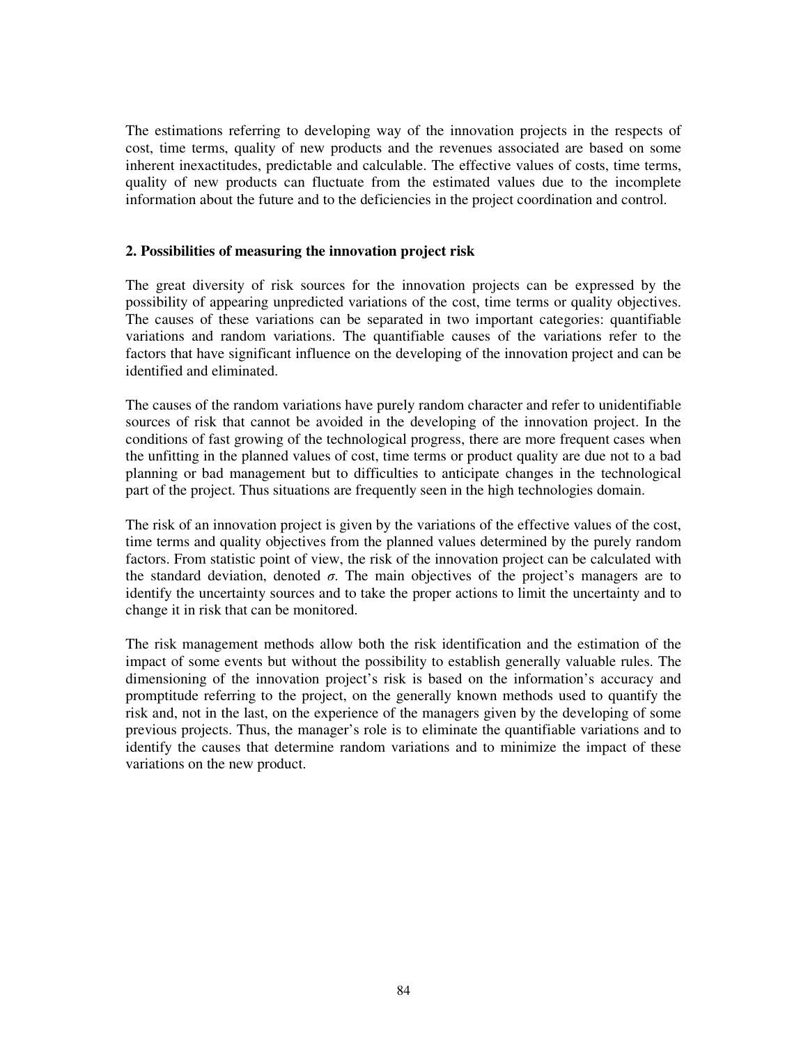The estimations referring to developing way of the innovation projects in the respects of cost, time terms, quality of new products and the revenues associated are based on some inherent inexactitudes, predictable and calculable. The effective values of costs, time terms, quality of new products can fluctuate from the estimated values due to the incomplete information about the future and to the deficiencies in the project coordination and control.

## 2. Possibilities of measuring the innovation project risk

The great diversity of risk sources for the innovation projects can be expressed by the possibility of appearing unpredicted variations of the cost, time terms or quality objectives. The causes of these variations can be separated in two important categories: quantifiable variations and random variations. The quantifiable causes of the variations refer to the factors that have significant influence on the developing of the innovation project and can be identified and eliminated.

The causes of the random variations have purely random character and refer to unidentifiable sources of risk that cannot be avoided in the developing of the innovation project. In the conditions of fast growing of the technological progress, there are more frequent cases when the unfitting in the planned values of cost, time terms or product quality are due not to a bad planning or bad management but to difficulties to anticipate changes in the technological part of the project. Thus situations are frequently seen in the high technologies domain.

The risk of an innovation project is given by the variations of the effective values of the cost, time terms and quality objectives from the planned values determined by the purely random factors. From statistic point of view, the risk of the innovation project can be calculated with the standard deviation, denoted $\sigma$. The main objectives of the project's managers are to identify the uncertainty sources and to take the proper actions to limit the uncertainty and to change it in risk that can be monitored.

The risk management methods allow both the risk identification and the estimation of the impact of some events but without the possibility to establish generally valuable rules. The dimensioning of the innovation project's risk is based on the information's accuracy and promptitude referring to the project, on the generally known methods used to quantify the risk and, not in the last, on the experience of the managers given by the developing of some previous projects. Thus, the manager's role is to eliminate the quantifiable variations and to identify the causes that determine random variations and to minimize the impact of these variations on the new product.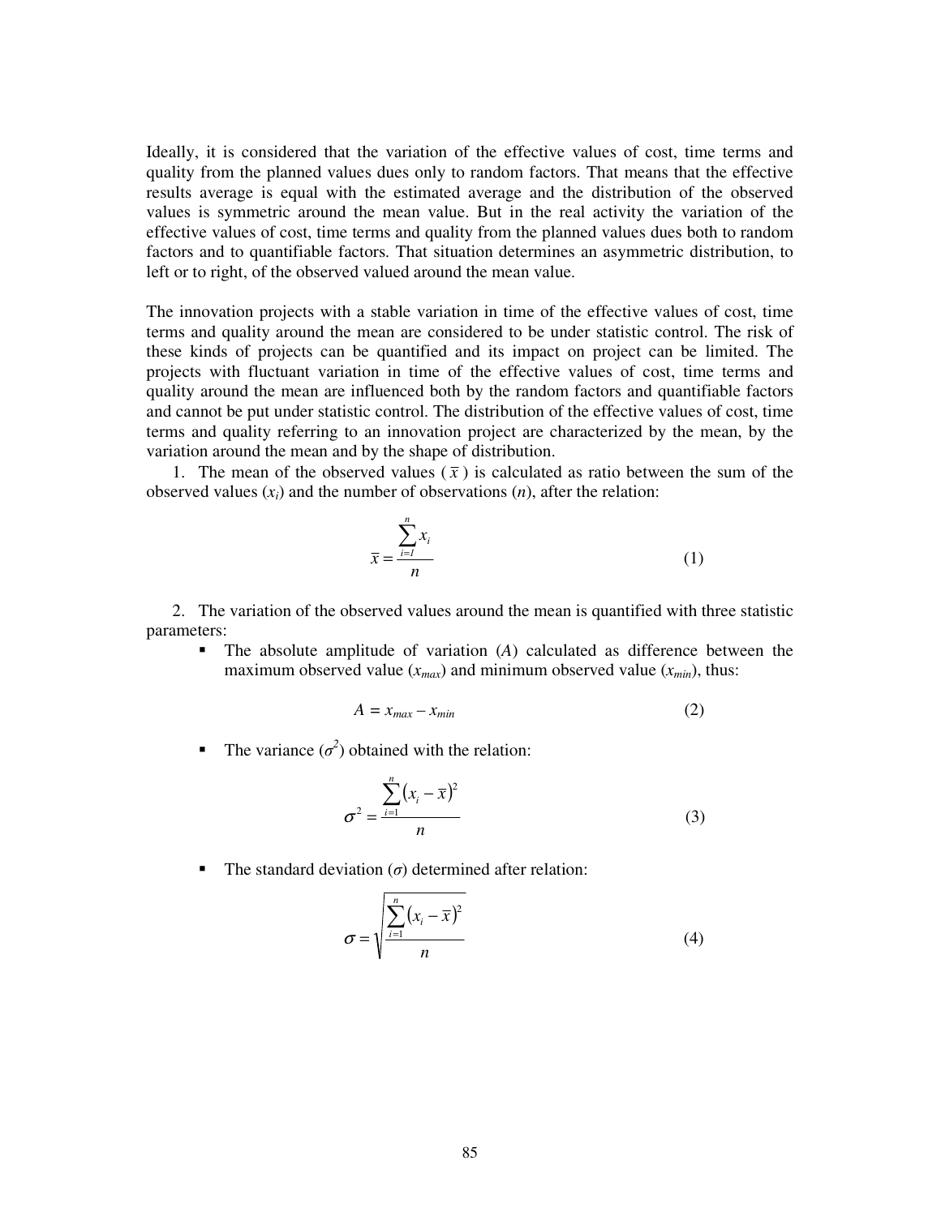Ideally, it is considered that the variation of the effective values of cost, time terms and quality from the planned values dues only to random factors. That means that the effective results average is equal with the estimated average and the distribution of the observed values is symmetric around the mean value. But in the real activity the variation of the effective values of cost, time terms and quality from the planned values dues both to random factors and to quantifiable factors. That situation determines an asymmetric distribution, to left or to right, of the observed valued around the mean value.

The innovation projects with a stable variation in time of the effective values of cost, time terms and quality around the mean are considered to be under statistic control. The risk of these kinds of projects can be quantified and its impact on project can be limited. The projects with fluctuant variation in time of the effective values of cost, time terms and quality around the mean are influenced both by the random factors and quantifiable factors and cannot be put under statistic control. The distribution of the effective values of cost, time terms and quality referring to an innovation project are characterized by the mean, by the variation around the mean and by the shape of distribution.

1. The mean of the observed values ($\overline{x}$) is calculated as ratio between the sum of the observed values ($x_i$) and the number of observations ($n$), after the relation:

$$\overline{x} = \frac{\sum_{i=1}^{n} x_i}{n} \tag{1}$$

2. The variation of the observed values around the mean is quantified with three statistic parameters:

   - The absolute amplitude of variation ($A$) calculated as difference between the maximum observed value ($x_{max}$) and minimum observed value ($x_{min}$), thus:

$$A = x_{max} - x_{min} \tag{2}$$

   - The variance ($\sigma^2$) obtained with the relation:

$$\sigma^2 = \frac{\sum_{i=1}^{n} \left(x_i - \overline{x}\right)^2}{n} \tag{3}$$

   - The standard deviation ($\sigma$) determined after relation:

$$\sigma = \sqrt{\frac{\sum_{i=1}^{n} \left(x_i - \overline{x}\right)^2}{n}} \tag{4}$$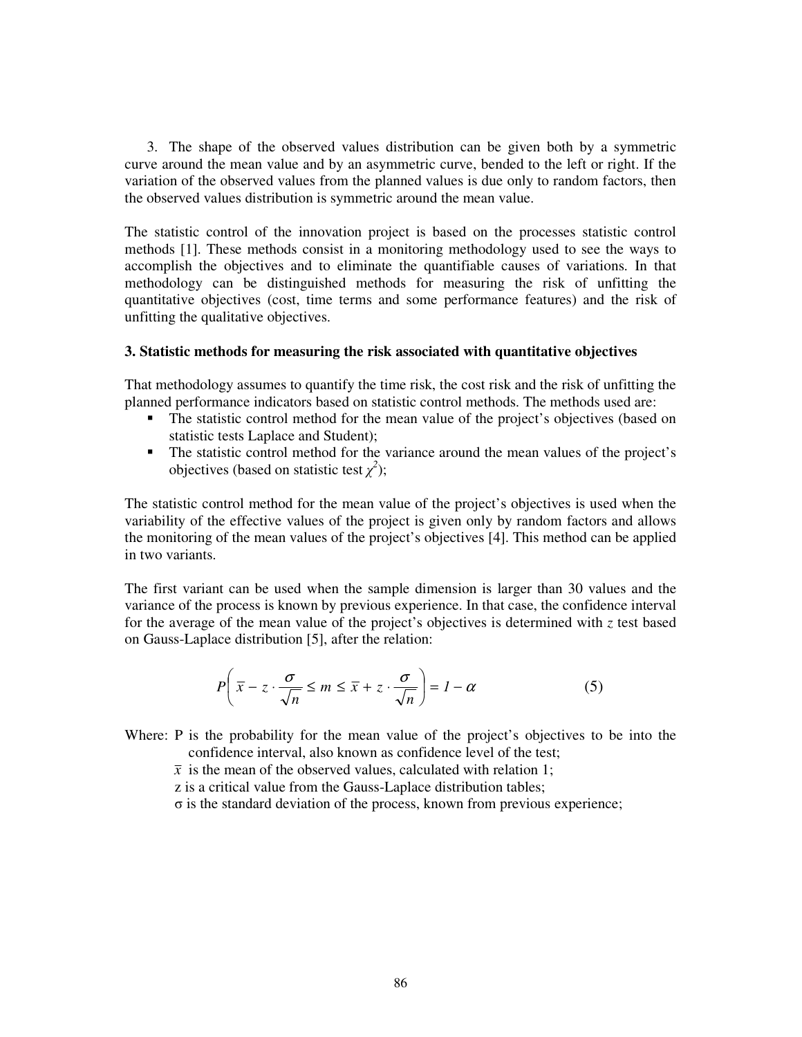3. The shape of the observed values distribution can be given both by a symmetric curve around the mean value and by an asymmetric curve, bended to the left or right. If the variation of the observed values from the planned values is due only to random factors, then the observed values distribution is symmetric around the mean value.

The statistic control of the innovation project is based on the processes statistic control methods [1]. These methods consist in a monitoring methodology used to see the ways to accomplish the objectives and to eliminate the quantifiable causes of variations. In that methodology can be distinguished methods for measuring the risk of unfitting the quantitative objectives (cost, time terms and some performance features) and the risk of unfitting the qualitative objectives.

### 3. Statistic methods for measuring the risk associated with quantitative objectives

That methodology assumes to quantify the time risk, the cost risk and the risk of unfitting the planned performance indicators based on statistic control methods. The methods used are:

- The statistic control method for the mean value of the project's objectives (based on statistic tests Laplace and Student);
- The statistic control method for the variance around the mean values of the project's objectives (based on statistic test $\chi^2$);

The statistic control method for the mean value of the project's objectives is used when the variability of the effective values of the project is given only by random factors and allows the monitoring of the mean values of the project's objectives [4]. This method can be applied in two variants.

The first variant can be used when the sample dimension is larger than 30 values and the variance of the process is known by previous experience. In that case, the confidence interval for the average of the mean value of the project's objectives is determined with *z* test based on Gauss-Laplace distribution [5], after the relation:

$$P\left( \bar{x} - z \cdot \frac{\sigma}{\sqrt{n}} \leq m \leq \bar{x} + z \cdot \frac{\sigma}{\sqrt{n}} \right) = 1 - \alpha \qquad (5)$$

Where: P is the probability for the mean value of the project's objectives to be into the confidence interval, also known as confidence level of the test;

$\bar{x}$ is the mean of the observed values, calculated with relation 1;

z is a critical value from the Gauss-Laplace distribution tables;

$\sigma$ is the standard deviation of the process, known from previous experience;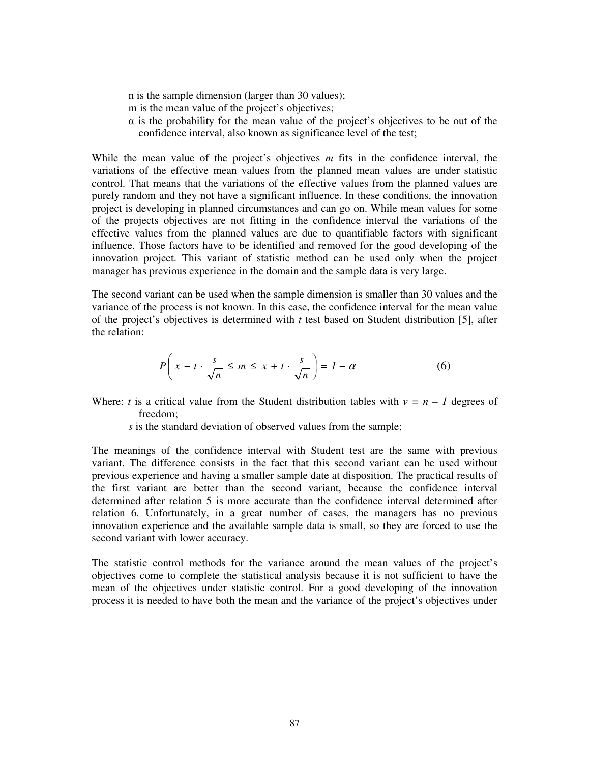n is the sample dimension (larger than 30 values);
m is the mean value of the project's objectives;
α is the probability for the mean value of the project's objectives to be out of the confidence interval, also known as significance level of the test;

While the mean value of the project's objectives *m* fits in the confidence interval, the variations of the effective mean values from the planned mean values are under statistic control. That means that the variations of the effective values from the planned values are purely random and they not have a significant influence. In these conditions, the innovation project is developing in planned circumstances and can go on. While mean values for some of the projects objectives are not fitting in the confidence interval the variations of the effective values from the planned values are due to quantifiable factors with significant influence. Those factors have to be identified and removed for the good developing of the innovation project. This variant of statistic method can be used only when the project manager has previous experience in the domain and the sample data is very large.

The second variant can be used when the sample dimension is smaller than 30 values and the variance of the process is not known. In this case, the confidence interval for the mean value of the project's objectives is determined with *t* test based on Student distribution [5], after the relation:

$$P\left( \overline{x} - t \cdot \frac{s}{\sqrt{n}} \leq m \leq \overline{x} + t \cdot \frac{s}{\sqrt{n}} \right) = 1 - \alpha \qquad (6)$$

Where: *t* is a critical value from the Student distribution tables with $v = n - 1$ degrees of freedom;
*s* is the standard deviation of observed values from the sample;

The meanings of the confidence interval with Student test are the same with previous variant. The difference consists in the fact that this second variant can be used without previous experience and having a smaller sample date at disposition. The practical results of the first variant are better than the second variant, because the confidence interval determined after relation 5 is more accurate than the confidence interval determined after relation 6. Unfortunately, in a great number of cases, the managers has no previous innovation experience and the available sample data is small, so they are forced to use the second variant with lower accuracy.

The statistic control methods for the variance around the mean values of the project's objectives come to complete the statistical analysis because it is not sufficient to have the mean of the objectives under statistic control. For a good developing of the innovation process it is needed to have both the mean and the variance of the project's objectives under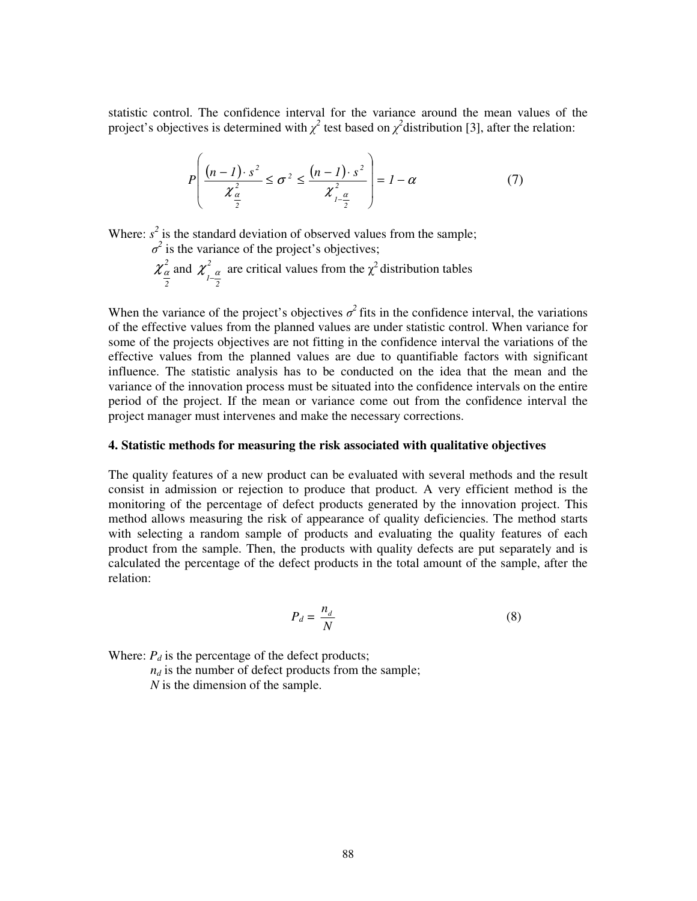statistic control. The confidence interval for the variance around the mean values of the project's objectives is determined with $\chi^2$ test based on $\chi^2$ distribution [3], after the relation:

$$P\left( \frac{(n-1)\cdot s^2}{\chi^2_{\frac{\alpha}{2}}} \leq \sigma^2 \leq \frac{(n-1)\cdot s^2}{\chi^2_{1-\frac{\alpha}{2}}} \right) = 1-\alpha \tag{7}$$

Where: $s^2$ is the standard deviation of observed values from the sample;
$\sigma^2$ is the variance of the project's objectives;
$\chi^2_{\frac{\alpha}{2}}$ and $\chi^2_{1-\frac{\alpha}{2}}$ are critical values from the $\chi^2$ distribution tables

When the variance of the project's objectives $\sigma^2$ fits in the confidence interval, the variations of the effective values from the planned values are under statistic control. When variance for some of the projects objectives are not fitting in the confidence interval the variations of the effective values from the planned values are due to quantifiable factors with significant influence. The statistic analysis has to be conducted on the idea that the mean and the variance of the innovation process must be situated into the confidence intervals on the entire period of the project. If the mean or variance come out from the confidence interval the project manager must intervenes and make the necessary corrections.

## 4. Statistic methods for measuring the risk associated with qualitative objectives

The quality features of a new product can be evaluated with several methods and the result consist in admission or rejection to produce that product. A very efficient method is the monitoring of the percentage of defect products generated by the innovation project. This method allows measuring the risk of appearance of quality deficiencies. The method starts with selecting a random sample of products and evaluating the quality features of each product from the sample. Then, the products with quality defects are put separately and is calculated the percentage of the defect products in the total amount of the sample, after the relation:

$$P_d = \frac{n_d}{N} \tag{8}$$

Where: $P_d$ is the percentage of the defect products;
$n_d$ is the number of defect products from the sample;
$N$ is the dimension of the sample.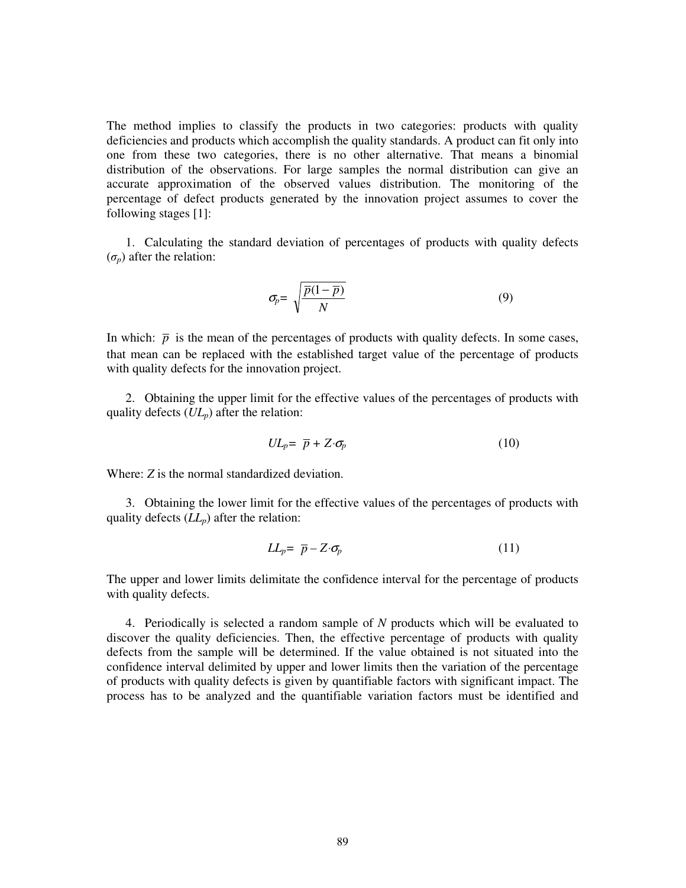The method implies to classify the products in two categories: products with quality deficiencies and products which accomplish the quality standards. A product can fit only into one from these two categories, there is no other alternative. That means a binomial distribution of the observations. For large samples the normal distribution can give an accurate approximation of the observed values distribution. The monitoring of the percentage of defect products generated by the innovation project assumes to cover the following stages [1]:

1. Calculating the standard deviation of percentages of products with quality defects ($\sigma_p$) after the relation:

$$\sigma_p = \sqrt{\frac{\overline{p}(1-\overline{p})}{N}} \tag{9}$$

In which: $\overline{p}$ is the mean of the percentages of products with quality defects. In some cases, that mean can be replaced with the established target value of the percentage of products with quality defects for the innovation project.

2. Obtaining the upper limit for the effective values of the percentages of products with quality defects ($UL_p$) after the relation:

$$UL_p = \overline{p} + Z \cdot \sigma_p \tag{10}$$

Where: $Z$ is the normal standardized deviation.

3. Obtaining the lower limit for the effective values of the percentages of products with quality defects ($LL_p$) after the relation:

$$LL_p = \overline{p} - Z \cdot \sigma_p \tag{11}$$

The upper and lower limits delimitate the confidence interval for the percentage of products with quality defects.

4. Periodically is selected a random sample of $N$ products which will be evaluated to discover the quality deficiencies. Then, the effective percentage of products with quality defects from the sample will be determined. If the value obtained is not situated into the confidence interval delimited by upper and lower limits then the variation of the percentage of products with quality defects is given by quantifiable factors with significant impact. The process has to be analyzed and the quantifiable variation factors must be identified and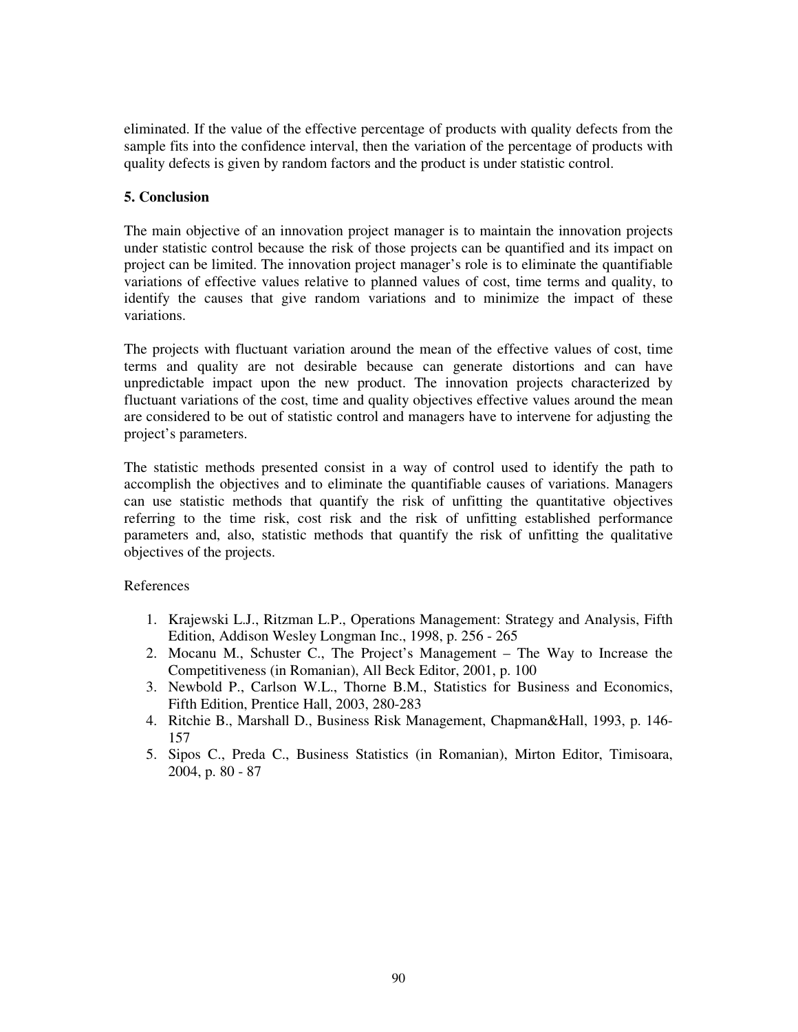eliminated. If the value of the effective percentage of products with quality defects from the sample fits into the confidence interval, then the variation of the percentage of products with quality defects is given by random factors and the product is under statistic control.

## 5. Conclusion

The main objective of an innovation project manager is to maintain the innovation projects under statistic control because the risk of those projects can be quantified and its impact on project can be limited. The innovation project manager's role is to eliminate the quantifiable variations of effective values relative to planned values of cost, time terms and quality, to identify the causes that give random variations and to minimize the impact of these variations.

The projects with fluctuant variation around the mean of the effective values of cost, time terms and quality are not desirable because can generate distortions and can have unpredictable impact upon the new product. The innovation projects characterized by fluctuant variations of the cost, time and quality objectives effective values around the mean are considered to be out of statistic control and managers have to intervene for adjusting the project's parameters.

The statistic methods presented consist in a way of control used to identify the path to accomplish the objectives and to eliminate the quantifiable causes of variations. Managers can use statistic methods that quantify the risk of unfitting the quantitative objectives referring to the time risk, cost risk and the risk of unfitting established performance parameters and, also, statistic methods that quantify the risk of unfitting the qualitative objectives of the projects.

References

1. Krajewski L.J., Ritzman L.P., Operations Management: Strategy and Analysis, Fifth Edition, Addison Wesley Longman Inc., 1998, p. 256 - 265
2. Mocanu M., Schuster C., The Project's Management – The Way to Increase the Competitiveness (in Romanian), All Beck Editor, 2001, p. 100
3. Newbold P., Carlson W.L., Thorne B.M., Statistics for Business and Economics, Fifth Edition, Prentice Hall, 2003, 280-283
4. Ritchie B., Marshall D., Business Risk Management, Chapman&Hall, 1993, p. 146-157
5. Sipos C., Preda C., Business Statistics (in Romanian), Mirton Editor, Timisoara, 2004, p. 80 - 87